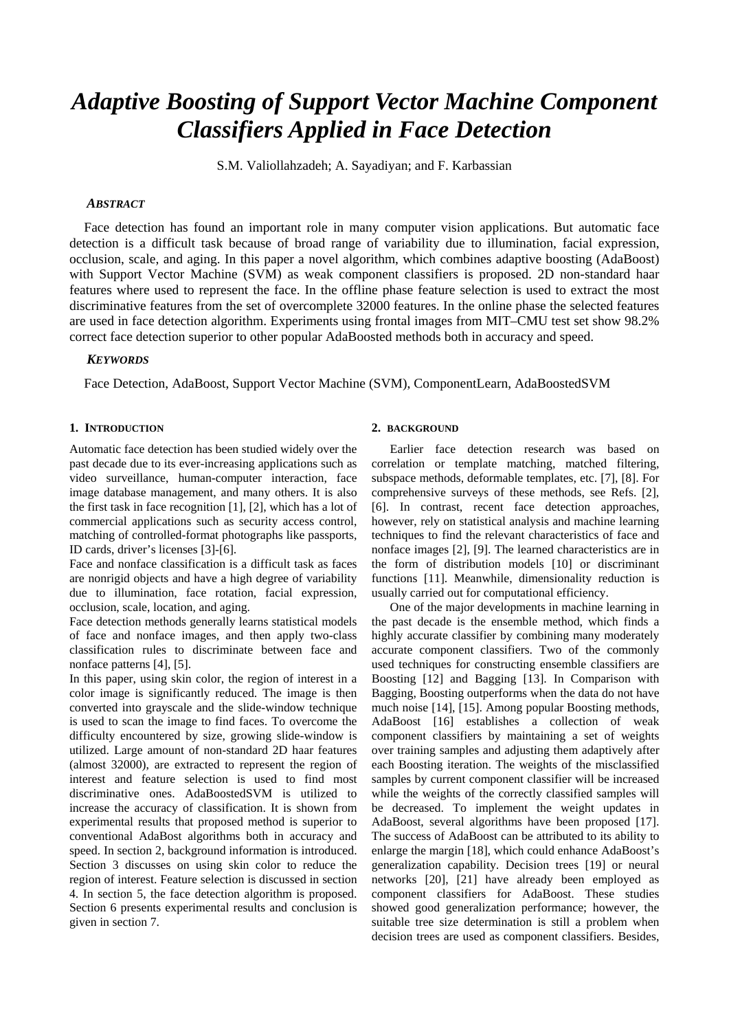# *Adaptive Boosting of Support Vector Machine Component Classifiers Applied in Face Detection*

S.M. Valiollahzadeh; A. Sayadiyan; and F. Karbassian

### *ABSTRACT*

Face detection has found an important role in many computer vision applications. But automatic face detection is a difficult task because of broad range of variability due to illumination, facial expression, occlusion, scale, and aging. In this paper a novel algorithm, which combines adaptive boosting (AdaBoost) with Support Vector Machine (SVM) as weak component classifiers is proposed. 2D non-standard haar features where used to represent the face. In the offline phase feature selection is used to extract the most discriminative features from the set of overcomplete 32000 features. In the online phase the selected features are used in face detection algorithm. Experiments using frontal images from MIT–CMU test set show 98.2% correct face detection superior to other popular AdaBoosted methods both in accuracy and speed.

### *KEYWORDS*

Face Detection, AdaBoost, Support Vector Machine (SVM), ComponentLearn, AdaBoostedSVM

## 1. INTRODUCTION

Automatic face detection has been studied widely over the past decade due to its ever-increasing applications such as video surveillance, human-computer interaction, face image database management, and many others. It is also the first task in face recognition [1], [2], which has a lot of commercial applications such as security access control, matching of controlled-format photographs like passports, ID cards, driver's licenses [3]-[6].

Face and nonface classification is a difficult task as faces are nonrigid objects and have a high degree of variability due to illumination, face rotation, facial expression, occlusion, scale, location, and aging.

Face detection methods generally learns statistical models of face and nonface images, and then apply two-class classification rules to discriminate between face and nonface patterns [4], [5].

In this paper, using skin color, the region of interest in a color image is significantly reduced. The image is then converted into grayscale and the slide-window technique is used to scan the image to find faces. To overcome the difficulty encountered by size, growing slide-window is utilized. Large amount of non-standard 2D haar features (almost 32000), are extracted to represent the region of interest and feature selection is used to find most discriminative ones. AdaBoostedSVM is utilized to increase the accuracy of classification. It is shown from experimental results that proposed method is superior to conventional AdaBost algorithms both in accuracy and speed. In section 2, background information is introduced. Section 3 discusses on using skin color to reduce the region of interest. Feature selection is discussed in section 4. In section 5, the face detection algorithm is proposed. Section 6 presents experimental results and conclusion is given in section 7.

## 2. BACKGROUND

Earlier face detection research was based on correlation or template matching, matched filtering, subspace methods, deformable templates, etc. [7], [8]. For comprehensive surveys of these methods, see Refs. [2], [6]. In contrast, recent face detection approaches, however, rely on statistical analysis and machine learning techniques to find the relevant characteristics of face and nonface images [2], [9]. The learned characteristics are in the form of distribution models [10] or discriminant functions [11]. Meanwhile, dimensionality reduction is usually carried out for computational efficiency.

One of the major developments in machine learning in the past decade is the ensemble method, which finds a highly accurate classifier by combining many moderately accurate component classifiers. Two of the commonly used techniques for constructing ensemble classifiers are Boosting [12] and Bagging [13]. In Comparison with Bagging, Boosting outperforms when the data do not have much noise [14], [15]. Among popular Boosting methods, AdaBoost [16] establishes a collection of weak component classifiers by maintaining a set of weights over training samples and adjusting them adaptively after each Boosting iteration. The weights of the misclassified samples by current component classifier will be increased while the weights of the correctly classified samples will be decreased. To implement the weight updates in AdaBoost, several algorithms have been proposed [17]. The success of AdaBoost can be attributed to its ability to enlarge the margin [18], which could enhance AdaBoost's generalization capability. Decision trees [19] or neural networks [20], [21] have already been employed as component classifiers for AdaBoost. These studies showed good generalization performance; however, the suitable tree size determination is still a problem when decision trees are used as component classifiers. Besides,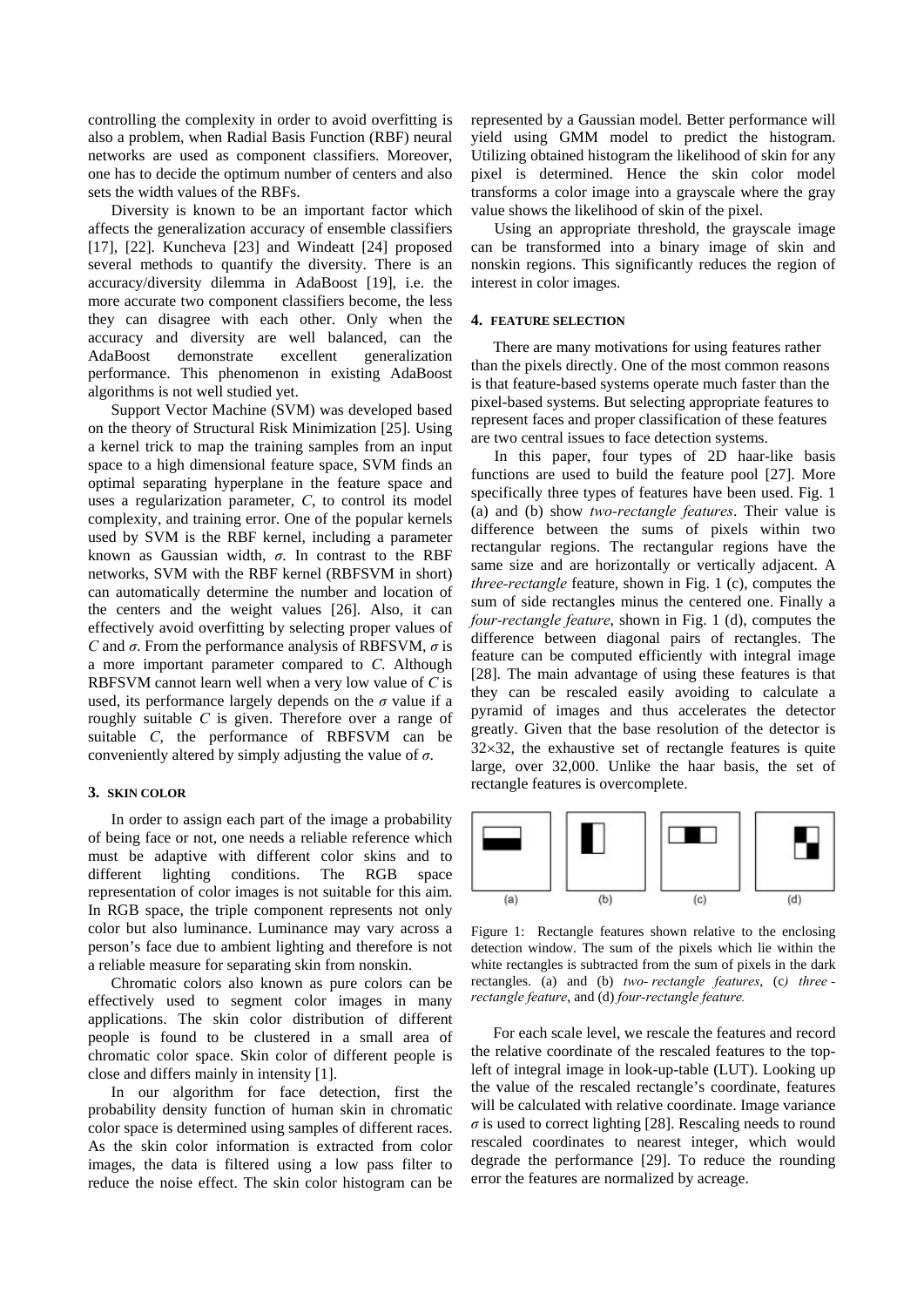controlling the complexity in order to avoid overfitting is also a problem, when Radial Basis Function (RBF) neural networks are used as component classifiers. Moreover, one has to decide the optimum number of centers and also sets the width values of the RBFs.

Diversity is known to be an important factor which affects the generalization accuracy of ensemble classifiers [17], [22]. Kuncheva [23] and Windeatt [24] proposed several methods to quantify the diversity. There is an accuracy/diversity dilemma in AdaBoost [19], i.e. the more accurate two component classifiers become, the less they can disagree with each other. Only when the accuracy and diversity are well balanced, can the AdaBoost demonstrate excellent generalization performance. This phenomenon in existing AdaBoost algorithms is not well studied yet.

Support Vector Machine (SVM) was developed based on the theory of Structural Risk Minimization [25]. Using a kernel trick to map the training samples from an input space to a high dimensional feature space, SVM finds an optimal separating hyperplane in the feature space and uses a regularization parameter, $C$, to control its model complexity, and training error. One of the popular kernels used by SVM is the RBF kernel, including a parameter known as Gaussian width, $\sigma$. In contrast to the RBF networks, SVM with the RBF kernel (RBFSVM in short) can automatically determine the number and location of the centers and the weight values [26]. Also, it can effectively avoid overfitting by selecting proper values of $C$ and $\sigma$. From the performance analysis of RBFSVM, $\sigma$ is a more important parameter compared to $C$. Although RBFSVM cannot learn well when a very low value of $C$ is used, its performance largely depends on the $\sigma$ value if a roughly suitable $C$ is given. Therefore over a range of suitable $C$, the performance of RBFSVM can be conveniently altered by simply adjusting the value of $\sigma$.

## 3. SKIN COLOR

In order to assign each part of the image a probability of being face or not, one needs a reliable reference which must be adaptive with different color skins and to different lighting conditions. The RGB space representation of color images is not suitable for this aim. In RGB space, the triple component represents not only color but also luminance. Luminance may vary across a person's face due to ambient lighting and therefore is not a reliable measure for separating skin from nonskin.

Chromatic colors also known as pure colors can be effectively used to segment color images in many applications. The skin color distribution of different people is found to be clustered in a small area of chromatic color space. Skin color of different people is close and differs mainly in intensity [1].

In our algorithm for face detection, first the probability density function of human skin in chromatic color space is determined using samples of different races. As the skin color information is extracted from color images, the data is filtered using a low pass filter to reduce the noise effect. The skin color histogram can be represented by a Gaussian model. Better performance will yield using GMM model to predict the histogram. Utilizing obtained histogram the likelihood of skin for any pixel is determined. Hence the skin color model transforms a color image into a grayscale where the gray value shows the likelihood of skin of the pixel.

Using an appropriate threshold, the grayscale image can be transformed into a binary image of skin and nonskin regions. This significantly reduces the region of interest in color images.

## 4. FEATURE SELECTION

There are many motivations for using features rather than the pixels directly. One of the most common reasons is that feature-based systems operate much faster than the pixel-based systems. But selecting appropriate features to represent faces and proper classification of these features are two central issues to face detection systems.

In this paper, four types of 2D haar-like basis functions are used to build the feature pool [27]. More specifically three types of features have been used. Fig. 1 (a) and (b) show *two-rectangle features*. Their value is difference between the sums of pixels within two rectangular regions. The rectangular regions have the same size and are horizontally or vertically adjacent. A *three-rectangle* feature, shown in Fig. 1 (c), computes the sum of side rectangles minus the centered one. Finally a *four-rectangle feature*, shown in Fig. 1 (d), computes the difference between diagonal pairs of rectangles. The feature can be computed efficiently with integral image [28]. The main advantage of using these features is that they can be rescaled easily avoiding to calculate a pyramid of images and thus accelerates the detector greatly. Given that the base resolution of the detector is $32\times32$, the exhaustive set of rectangle features is quite large, over 32,000. Unlike the haar basis, the set of rectangle features is overcomplete.

Figure 1: Rectangle features shown relative to the enclosing detection window. The sum of the pixels which lie within the white rectangles is subtracted from the sum of pixels in the dark rectangles. (a) and (b) *two- rectangle features*, (c) *three - rectangle feature*, and (d) *four-rectangle feature.*

For each scale level, we rescale the features and record the relative coordinate of the rescaled features to the top-left of integral image in look-up-table (LUT). Looking up the value of the rescaled rectangle's coordinate, features will be calculated with relative coordinate. Image variance $\sigma$ is used to correct lighting [28]. Rescaling needs to round rescaled coordinates to nearest integer, which would degrade the performance [29]. To reduce the rounding error the features are normalized by acreage.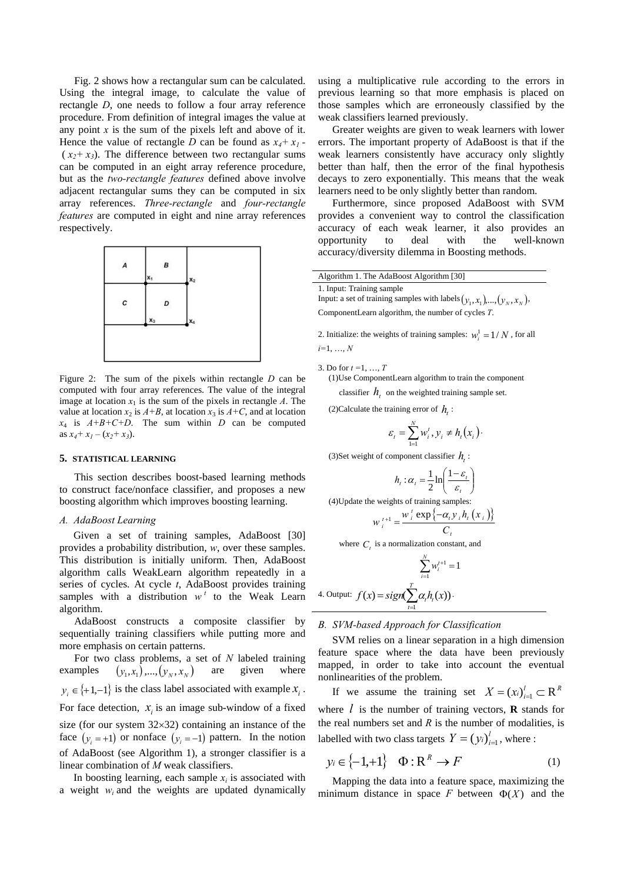Fig. 2 shows how a rectangular sum can be calculated. Using the integral image, to calculate the value of rectangle *D*, one needs to follow a four array reference procedure. From definition of integral images the value at any point *x* is the sum of the pixels left and above of it. Hence the value of rectangle *D* can be found as $x_4 + x_1 - (x_2 + x_3)$. The difference between two rectangular sums can be computed in an eight array reference procedure, but as the *two-rectangle features* defined above involve adjacent rectangular sums they can be computed in six array references. *Three-rectangle* and *four-rectangle features* are computed in eight and nine array references respectively.

Figure 2: The sum of the pixels within rectangle *D* can be computed with four array references. The value of the integral image at location $x_1$ is the sum of the pixels in rectangle *A*. The value at location $x_2$ is *A+B*, at location $x_3$ is *A+C*, and at location $x_4$ is *A+B+C+D*. The sum within *D* can be computed as $x_4 + x_1 - (x_2 + x_3)$.

## 5. STATISTICAL LEARNING

This section describes boost-based learning methods to construct face/nonface classifier, and proposes a new boosting algorithm which improves boosting learning.

### A. AdaBoost Learning

Given a set of training samples, AdaBoost [30] provides a probability distribution, *w*, over these samples. This distribution is initially uniform. Then, AdaBoost algorithm calls WeakLearn algorithm repeatedly in a series of cycles. At cycle *t*, AdaBoost provides training samples with a distribution $w^t$ to the Weak Learn algorithm.

AdaBoost constructs a composite classifier by sequentially training classifiers while putting more and more emphasis on certain patterns.

For two class problems, a set of *N* labeled training examples $(y_1, x_1), \ldots, (y_N, x_N)$ are given where $y_i \in \{+1, -1\}$ is the class label associated with example $x_i$. For face detection, $x_i$ is an image sub-window of a fixed size (for our system 32×32) containing an instance of the face $(y_i = +1)$ or nonface $(y_i = -1)$ pattern. In the notion of AdaBoost (see Algorithm 1), a stronger classifier is a linear combination of *M* weak classifiers.

In boosting learning, each sample $x_i$ is associated with a weight $w_i$ and the weights are updated dynamically using a multiplicative rule according to the errors in previous learning so that more emphasis is placed on those samples which are erroneously classified by the weak classifiers learned previously.

Greater weights are given to weak learners with lower errors. The important property of AdaBoost is that if the weak learners consistently have accuracy only slightly better than half, then the error of the final hypothesis decays to zero exponentially. This means that the weak learners need to be only slightly better than random.

Furthermore, since proposed AdaBoost with SVM provides a convenient way to control the classification accuracy of each weak learner, it also provides an opportunity to deal with the well-known accuracy/diversity dilemma in Boosting methods.

---

Algorithm 1. The AdaBoost Algorithm [30]

1. Input: Training sample
Input: a set of training samples with labels $(y_1, x_1), \ldots, (y_N, x_N)$, ComponentLearn algorithm, the number of cycles *T*.

2. Initialize: the weights of training samples: $w_i^1 = 1/N$, for all $i = 1, \ldots, N$

3. Do for $t = 1, \ldots, T$

(1)Use ComponentLearn algorithm to train the component classifier $h_t$ on the weighted training sample set.

(2)Calculate the training error of $h_t$:

$$\varepsilon_t = \sum_{i=1}^{N} w_i^t, y_i \neq h_t(x_i).$$

(3)Set weight of component classifier $h_t$:

$$h_t : \alpha_t = \frac{1}{2} \ln\left(\frac{1 - \varepsilon_t}{\varepsilon_t}\right)$$

(4)Update the weights of training samples:

$$w_i^{t+1} = \frac{w_i^t \exp\{-\alpha_t y_i h_t(x_i)\}}{C_t}$$

where $C_t$ is a normalization constant, and

$$\sum_{i=1}^{N} w_i^{t+1} = 1$$

4. Output: $f(x) = sign(\sum_{t=1}^{T} \alpha_t h_t(x))$.

---

### B. SVM-based Approach for Classification

SVM relies on a linear separation in a high dimension feature space where the data have been previously mapped, in order to take into account the eventual nonlinearities of the problem.

If we assume the training set $X = (x_i)_{i=1}^{l} \subset \mathbf{R}^R$ where $l$ is the number of training vectors, **R** stands for the real numbers set and *R* is the number of modalities, is labelled with two class targets $Y = (y_i)_{i=1}^{l}$, where :

$$y_i \in \{-1, +1\} \quad \Phi : \mathbf{R}^R \rightarrow F \tag{1}$$

Mapping the data into a feature space, maximizing the minimum distance in space *F* between $\Phi(X)$ and the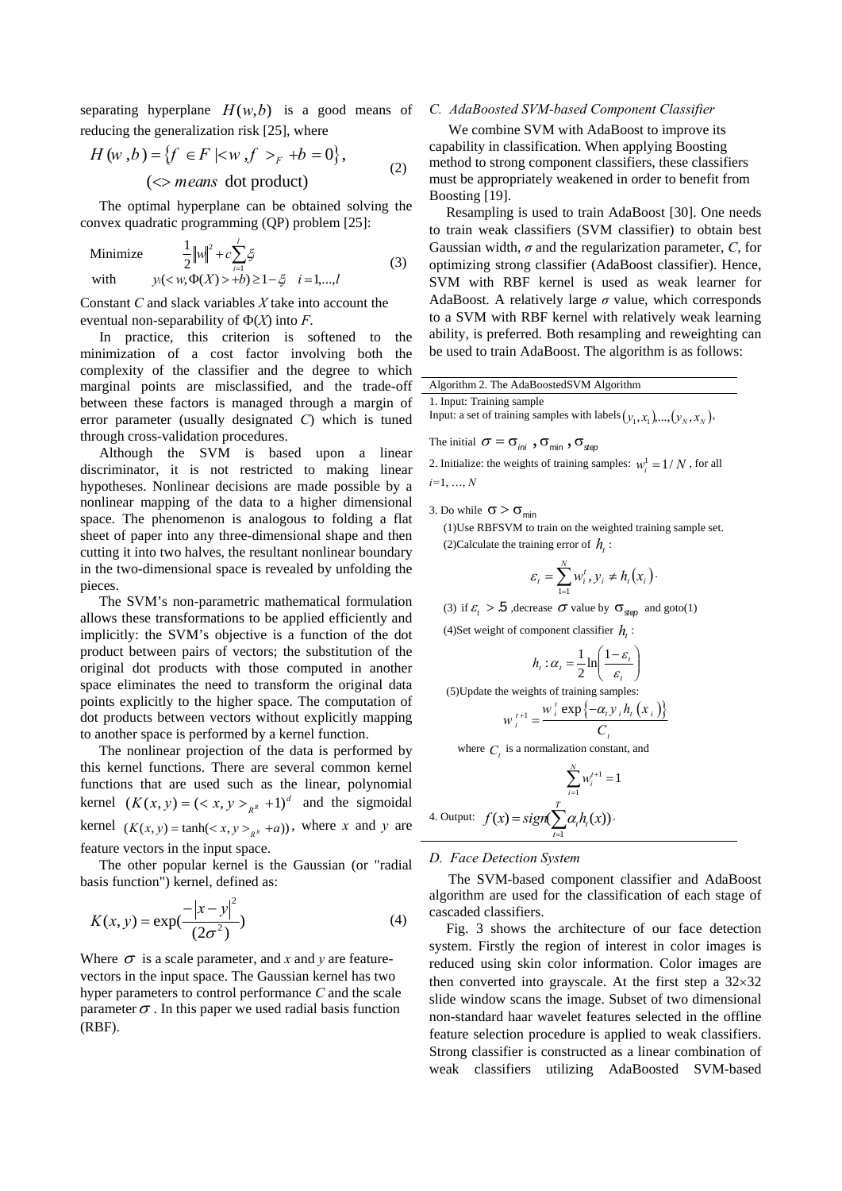separating hyperplane $H(w,b)$ is a good means of reducing the generalization risk [25], where

$$H(w,b) = \{f \in F \mid <w, f>_F + b = 0\}, \quad (<> \text{ means dot product}) \tag{2}$$

The optimal hyperplane can be obtained solving the convex quadratic programming (QP) problem [25]:

$$\text{Minimize} \quad \frac{1}{2}\|w\|^2 + c\sum_{i=1}^{l}\xi_i$$
$$\text{with} \quad y_i(<w, \Phi(X)> + b) \geq 1 - \xi_i \quad i = 1,...,l \tag{3}$$

Constant *C* and slack variables *X* take into account the eventual non-separability of $\Phi(X)$ into *F*.

In practice, this criterion is softened to the minimization of a cost factor involving both the complexity of the classifier and the degree to which marginal points are misclassified, and the trade-off between these factors is managed through a margin of error parameter (usually designated *C*) which is tuned through cross-validation procedures.

Although the SVM is based upon a linear discriminator, it is not restricted to making linear hypotheses. Nonlinear decisions are made possible by a nonlinear mapping of the data to a higher dimensional space. The phenomenon is analogous to folding a flat sheet of paper into any three-dimensional shape and then cutting it into two halves, the resultant nonlinear boundary in the two-dimensional space is revealed by unfolding the pieces.

The SVM's non-parametric mathematical formulation allows these transformations to be applied efficiently and implicitly: the SVM's objective is a function of the dot product between pairs of vectors; the substitution of the original dot products with those computed in another space eliminates the need to transform the original data points explicitly to the higher space. The computation of dot products between vectors without explicitly mapping to another space is performed by a kernel function.

The nonlinear projection of the data is performed by this kernel functions. There are several common kernel functions that are used such as the linear, polynomial kernel $(K(x,y) = (<x,y>_{R^R} + 1)^d$ and the sigmoidal kernel $(K(x,y) = \tanh(<x,y>_{R^R} + a))$, where *x* and *y* are feature vectors in the input space.

The other popular kernel is the Gaussian (or "radial basis function") kernel, defined as:

$$K(x,y) = \exp\left(\frac{-|x-y|^2}{(2\sigma^2)}\right) \tag{4}$$

Where $\sigma$ is a scale parameter, and *x* and *y* are feature-vectors in the input space. The Gaussian kernel has two hyper parameters to control performance *C* and the scale parameter $\sigma$. In this paper we used radial basis function (RBF).

### C. AdaBoosted SVM-based Component Classifier

We combine SVM with AdaBoost to improve its capability in classification. When applying Boosting method to strong component classifiers, these classifiers must be appropriately weakened in order to benefit from Boosting [19].

Resampling is used to train AdaBoost [30]. One needs to train weak classifiers (SVM classifier) to obtain best Gaussian width, $\sigma$ and the regularization parameter, *C*, for optimizing strong classifier (AdaBoost classifier). Hence, SVM with RBF kernel is used as weak learner for AdaBoost. A relatively large $\sigma$ value, which corresponds to a SVM with RBF kernel with relatively weak learning ability, is preferred. Both resampling and reweighting can be used to train AdaBoost. The algorithm is as follows:

---

Algorithm 2. The AdaBoostedSVM Algorithm

---

1. Input: Training sample
Input: a set of training samples with labels $(y_1, x_1),...,(y_N, x_N)$,

The initial $\sigma = \sigma_{ini}$, $\sigma_{min}$, $\sigma_{step}$

2. Initialize: the weights of training samples: $w_i^1 = 1/N$, for all $i = 1, ..., N$

3. Do while $\sigma > \sigma_{min}$

(1)Use RBFSVM to train on the weighted training sample set.

(2)Calculate the training error of $h_t$:

$$\varepsilon_t = \sum_{1=1}^{N} w_i^t, y_i \neq h_t(x_i).$$

(3) if $\varepsilon_t > .5$ ,decrease $\sigma$ value by $\sigma_{step}$ and goto(1)

(4)Set weight of component classifier $h_t$:

$$h_t : \alpha_t = \frac{1}{2}\ln\left(\frac{1-\varepsilon_t}{\varepsilon_t}\right)$$

(5)Update the weights of training samples:

$$w_i^{t+1} = \frac{w_i^t \exp\{-\alpha_t y_i h_t(x_i)\}}{C_t}$$

where $C_t$ is a normalization constant, and

$$\sum_{i=1}^{N} w_i^{t+1} = 1$$

4. Output: $f(x) = sign(\sum_{t=1}^{T} \alpha_t h_t(x)).$

---

### D. Face Detection System

The SVM-based component classifier and AdaBoost algorithm are used for the classification of each stage of cascaded classifiers.

Fig. 3 shows the architecture of our face detection system. Firstly the region of interest in color images is reduced using skin color information. Color images are then converted into grayscale. At the first step a 32×32 slide window scans the image. Subset of two dimensional non-standard haar wavelet features selected in the offline feature selection procedure is applied to weak classifiers. Strong classifier is constructed as a linear combination of weak classifiers utilizing AdaBoosted SVM-based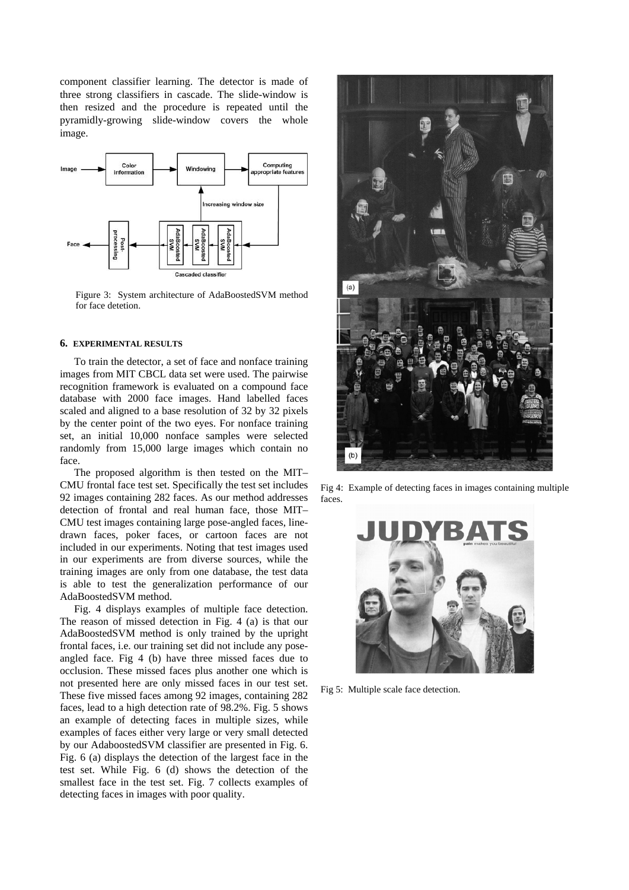component classifier learning. The detector is made of three strong classifiers in cascade. The slide-window is then resized and the procedure is repeated until the pyramidly-growing slide-window covers the whole image.

Figure 3: System architecture of AdaBoostedSVM method for face detetion.

### 6. EXPERIMENTAL RESULTS

To train the detector, a set of face and nonface training images from MIT CBCL data set were used. The pairwise recognition framework is evaluated on a compound face database with 2000 face images. Hand labelled faces scaled and aligned to a base resolution of 32 by 32 pixels by the center point of the two eyes. For nonface training set, an initial 10,000 nonface samples were selected randomly from 15,000 large images which contain no face.

The proposed algorithm is then tested on the MIT–CMU frontal face test set. Specifically the test set includes 92 images containing 282 faces. As our method addresses detection of frontal and real human face, those MIT–CMU test images containing large pose-angled faces, line-drawn faces, poker faces, or cartoon faces are not included in our experiments. Noting that test images used in our experiments are from diverse sources, while the training images are only from one database, the test data is able to test the generalization performance of our AdaBoostedSVM method.

Fig. 4 displays examples of multiple face detection. The reason of missed detection in Fig. 4 (a) is that our AdaBoostedSVM method is only trained by the upright frontal faces, i.e. our training set did not include any pose-angled face. Fig 4 (b) have three missed faces due to occlusion. These missed faces plus another one which is not presented here are only missed faces in our test set. These five missed faces among 92 images, containing 282 faces, lead to a high detection rate of 98.2%. Fig. 5 shows an example of detecting faces in multiple sizes, while examples of faces either very large or very small detected by our AdaboostedSVM classifier are presented in Fig. 6. Fig. 6 (a) displays the detection of the largest face in the test set. While Fig. 6 (d) shows the detection of the smallest face in the test set. Fig. 7 collects examples of detecting faces in images with poor quality.

Fig 4: Example of detecting faces in images containing multiple faces.

Fig 5: Multiple scale face detection.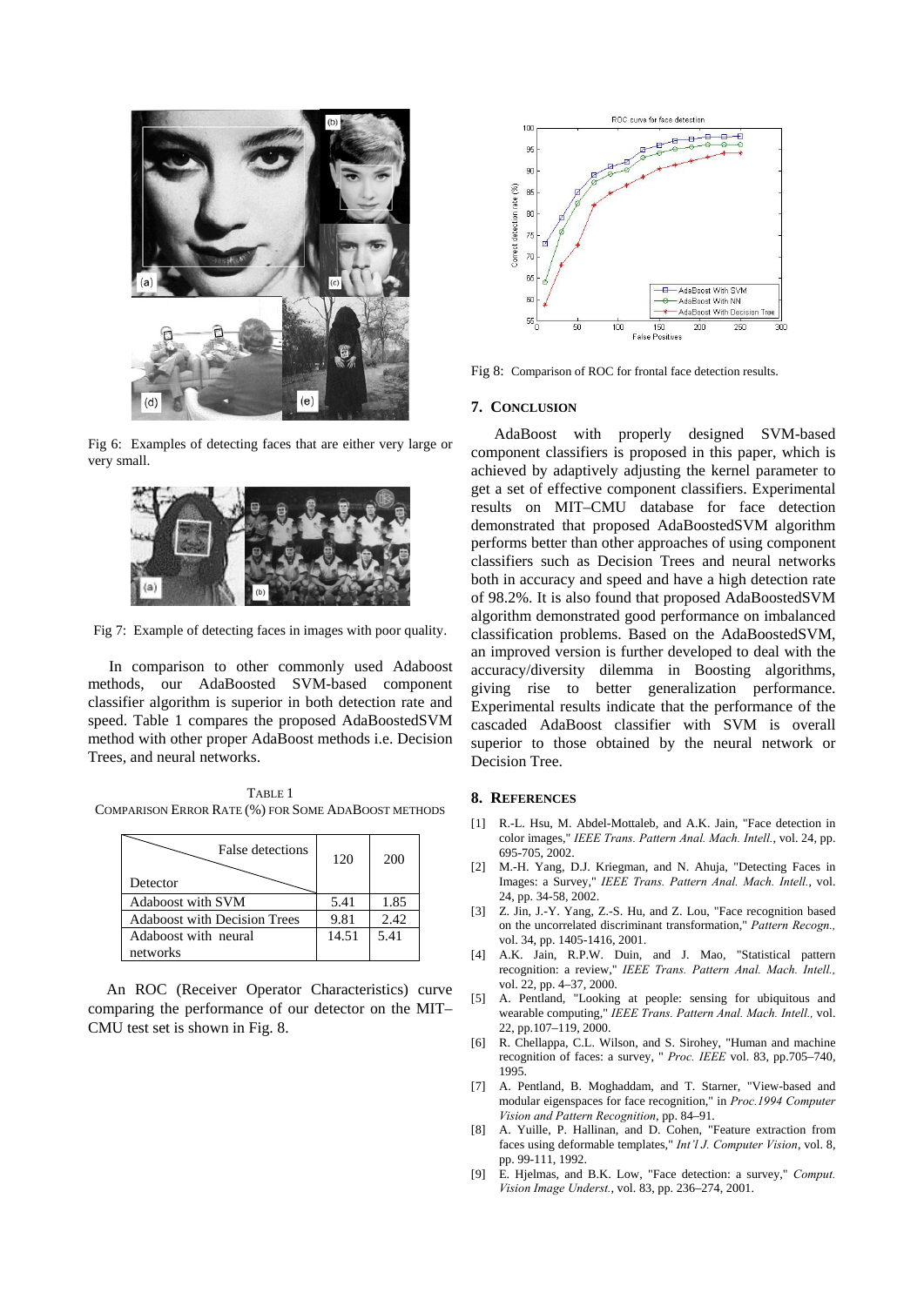Fig 6: Examples of detecting faces that are either very large or very small.

Fig 7: Example of detecting faces in images with poor quality.

In comparison to other commonly used Adaboost methods, our AdaBoosted SVM-based component classifier algorithm is superior in both detection rate and speed. Table 1 compares the proposed AdaBoostedSVM method with other proper AdaBoost methods i.e. Decision Trees, and neural networks.

TABLE 1
COMPARISON ERROR RATE (%) FOR SOME ADABOOST METHODS

| Detector \ False detections | 120 | 200 |
|---|---|---|
| Adaboost with SVM | 5.41 | 1.85 |
| Adaboost with Decision Trees | 9.81 | 2.42 |
| Adaboost with neural networks | 14.51 | 5.41 |

An ROC (Receiver Operator Characteristics) curve comparing the performance of our detector on the MIT–CMU test set is shown in Fig. 8.

Fig 8: Comparison of ROC for frontal face detection results.

## 7. Conclusion

AdaBoost with properly designed SVM-based component classifiers is proposed in this paper, which is achieved by adaptively adjusting the kernel parameter to get a set of effective component classifiers. Experimental results on MIT–CMU database for face detection demonstrated that proposed AdaBoostedSVM algorithm performs better than other approaches of using component classifiers such as Decision Trees and neural networks both in accuracy and speed and have a high detection rate of 98.2%. It is also found that proposed AdaBoostedSVM algorithm demonstrated good performance on imbalanced classification problems. Based on the AdaBoostedSVM, an improved version is further developed to deal with the accuracy/diversity dilemma in Boosting algorithms, giving rise to better generalization performance. Experimental results indicate that the performance of the cascaded AdaBoost classifier with SVM is overall superior to those obtained by the neural network or Decision Tree.

## 8. References

[1] R.-L. Hsu, M. Abdel-Mottaleb, and A.K. Jain, "Face detection in color images," *IEEE Trans. Pattern Anal. Mach. Intell.*, vol. 24, pp. 695-705, 2002.

[2] M.-H. Yang, D.J. Kriegman, and N. Ahuja, "Detecting Faces in Images: a Survey," *IEEE Trans. Pattern Anal. Mach. Intell.*, vol. 24, pp. 34-58, 2002.

[3] Z. Jin, J.-Y. Yang, Z.-S. Hu, and Z. Lou, "Face recognition based on the uncorrelated discriminant transformation," *Pattern Recogn.,* vol. 34, pp. 1405-1416, 2001.

[4] A.K. Jain, R.P.W. Duin, and J. Mao, "Statistical pattern recognition: a review," *IEEE Trans. Pattern Anal. Mach. Intell.,* vol. 22, pp. 4–37, 2000.

[5] A. Pentland, "Looking at people: sensing for ubiquitous and wearable computing," *IEEE Trans. Pattern Anal. Mach. Intell.,* vol. 22, pp.107–119, 2000.

[6] R. Chellappa, C.L. Wilson, and S. Sirohey, "Human and machine recognition of faces: a survey, " *Proc. IEEE* vol. 83, pp.705–740, 1995.

[7] A. Pentland, B. Moghaddam, and T. Starner, "View-based and modular eigenspaces for face recognition," in *Proc.1994 Computer Vision and Pattern Recognition*, pp. 84–91.

[8] A. Yuille, P. Hallinan, and D. Cohen, "Feature extraction from faces using deformable templates," *Int'l J. Computer Vision*, vol. 8, pp. 99-111, 1992.

[9] E. Hjelmas, and B.K. Low, "Face detection: a survey," *Comput. Vision Image Underst.*, vol. 83, pp. 236–274, 2001.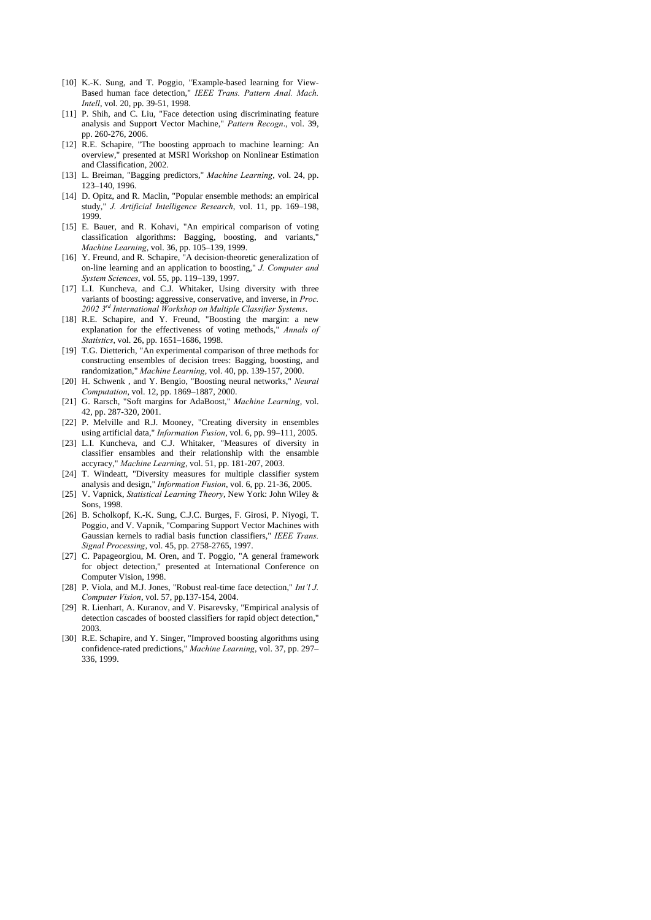[10] K.-K. Sung, and T. Poggio, "Example-based learning for View-Based human face detection," *IEEE Trans. Pattern Anal. Mach. Intell*, vol. 20, pp. 39-51, 1998.

[11] P. Shih, and C. Liu, "Face detection using discriminating feature analysis and Support Vector Machine," *Pattern Recogn*., vol. 39, pp. 260-276, 2006.

[12] R.E. Schapire, "The boosting approach to machine learning: An overview," presented at MSRI Workshop on Nonlinear Estimation and Classification, 2002.

[13] L. Breiman, "Bagging predictors," *Machine Learning*, vol. 24, pp. 123–140, 1996.

[14] D. Opitz, and R. Maclin, "Popular ensemble methods: an empirical study," *J. Artificial Intelligence Research*, vol. 11, pp. 169–198, 1999.

[15] E. Bauer, and R. Kohavi, "An empirical comparison of voting classification algorithms: Bagging, boosting, and variants," *Machine Learning*, vol. 36, pp. 105–139, 1999.

[16] Y. Freund, and R. Schapire, "A decision-theoretic generalization of on-line learning and an application to boosting," *J. Computer and System Sciences*, vol. 55, pp. 119–139, 1997.

[17] L.I. Kuncheva, and C.J. Whitaker, Using diversity with three variants of boosting: aggressive, conservative, and inverse, in *Proc. 2002 3rd International Workshop on Multiple Classifier Systems*.

[18] R.E. Schapire, and Y. Freund, "Boosting the margin: a new explanation for the effectiveness of voting methods," *Annals of Statistics*, vol. 26, pp. 1651–1686, 1998.

[19] T.G. Dietterich, "An experimental comparison of three methods for constructing ensembles of decision trees: Bagging, boosting, and randomization," *Machine Learning*, vol. 40, pp. 139-157, 2000.

[20] H. Schwenk , and Y. Bengio, "Boosting neural networks," *Neural Computation*, vol. 12, pp. 1869–1887, 2000.

[21] G. Rarsch, "Soft margins for AdaBoost," *Machine Learning*, vol. 42, pp. 287-320, 2001.

[22] P. Melville and R.J. Mooney, "Creating diversity in ensembles using artificial data," *Information Fusion*, vol. 6, pp. 99–111, 2005.

[23] L.I. Kuncheva, and C.J. Whitaker, "Measures of diversity in classifier ensambles and their relationship with the ensamble accyracy," *Machine Learning*, vol. 51, pp. 181-207, 2003.

[24] T. Windeatt, "Diversity measures for multiple classifier system analysis and design," *Information Fusion*, vol. 6, pp. 21-36, 2005.

[25] V. Vapnick, *Statistical Learning Theory*, New York: John Wiley & Sons, 1998.

[26] B. Scholkopf, K.-K. Sung, C.J.C. Burges, F. Girosi, P. Niyogi, T. Poggio, and V. Vapnik, "Comparing Support Vector Machines with Gaussian kernels to radial basis function classifiers," *IEEE Trans. Signal Processing*, vol. 45, pp. 2758-2765, 1997.

[27] C. Papageorgiou, M. Oren, and T. Poggio, "A general framework for object detection," presented at International Conference on Computer Vision, 1998.

[28] P. Viola, and M.J. Jones, "Robust real-time face detection," *Int'l J. Computer Vision*, vol. 57, pp.137-154, 2004.

[29] R. Lienhart, A. Kuranov, and V. Pisarevsky, "Empirical analysis of detection cascades of boosted classifiers for rapid object detection," 2003.

[30] R.E. Schapire, and Y. Singer, "Improved boosting algorithms using confidence-rated predictions," *Machine Learning*, vol. 37, pp. 297–336, 1999.